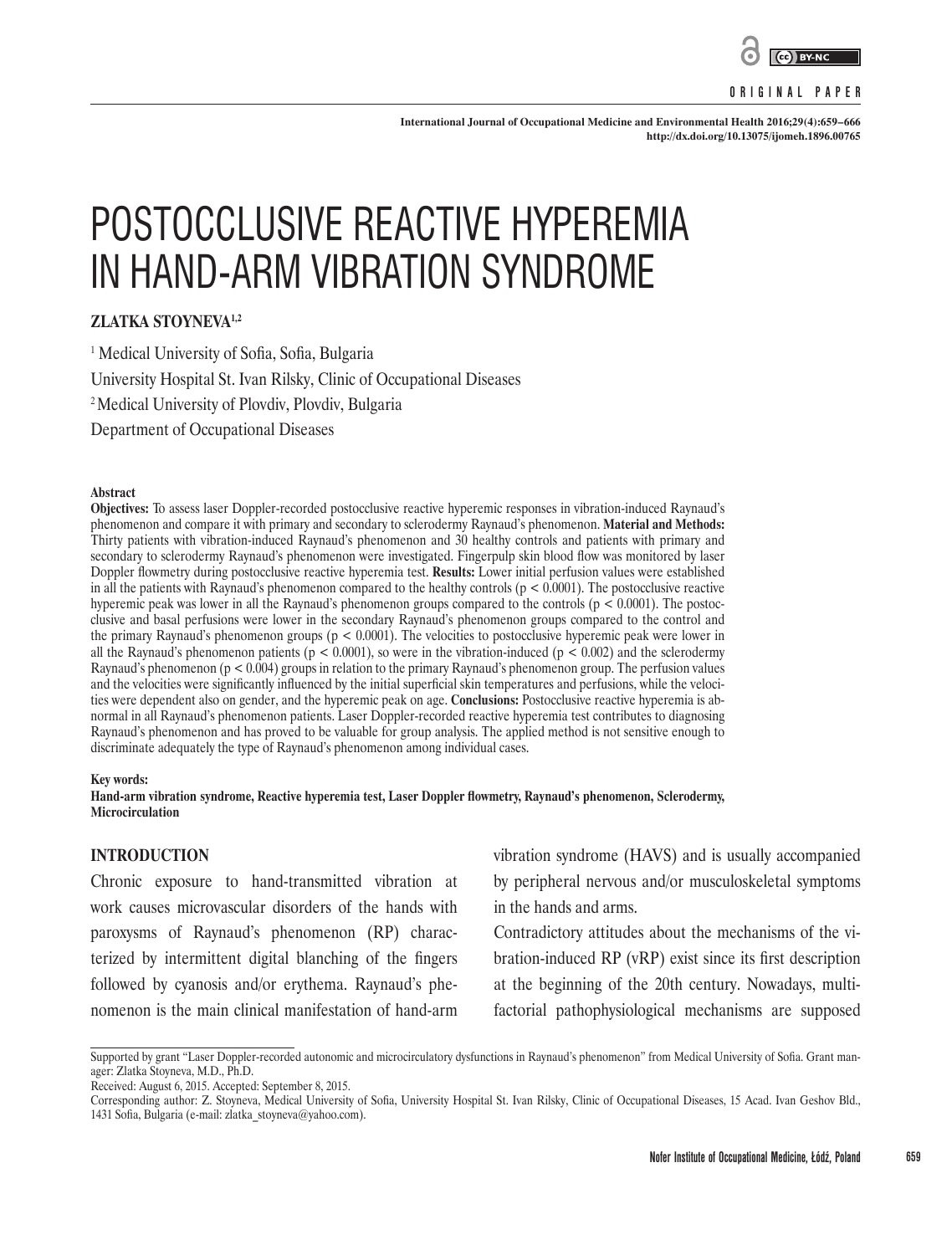ORIGINAL PAPER

# POSTOCCLUSIVE REACTIVE HYPEREMIA IN HAND-ARM VIBRATION SYNDROME

**ZLATKA STOYNEVA**[1,2]

[1] Medical University of Sofia, Sofia, Bulgaria
University Hospital St. Ivan Rilsky, Clinic of Occupational Diseases
[2] Medical University of Plovdiv, Plovdiv, Bulgaria
Department of Occupational Diseases

### Abstract

**Objectives:** To assess laser Doppler-recorded postocclusive reactive hyperemic responses in vibration-induced Raynaud's phenomenon and compare it with primary and secondary to sclerodermy Raynaud's phenomenon. **Material and Methods:** Thirty patients with vibration-induced Raynaud's phenomenon and 30 healthy controls and patients with primary and secondary to sclerodermy Raynaud's phenomenon were investigated. Fingerpulp skin blood flow was monitored by laser Doppler flowmetry during postocclusive reactive hyperemia test. **Results:** Lower initial perfusion values were established in all the patients with Raynaud's phenomenon compared to the healthy controls ($p < 0.0001$). The postocclusive reactive hyperemic peak was lower in all the Raynaud's phenomenon groups compared to the controls ($p < 0.0001$). The postocclusive and basal perfusions were lower in the secondary Raynaud's phenomenon groups compared to the control and the primary Raynaud's phenomenon groups ($p < 0.0001$). The velocities to postocclusive hyperemic peak were lower in all the Raynaud's phenomenon patients ($p < 0.0001$), so were in the vibration-induced ($p < 0.002$) and the sclerodermy Raynaud's phenomenon ($p < 0.004$) groups in relation to the primary Raynaud's phenomenon group. The perfusion values and the velocities were significantly influenced by the initial superficial skin temperatures and perfusions, while the velocities were dependent also on gender, and the hyperemic peak on age. **Conclusions:** Postocclusive reactive hyperemia is abnormal in all Raynaud's phenomenon patients. Laser Doppler-recorded reactive hyperemia test contributes to diagnosing Raynaud's phenomenon and has proved to be valuable for group analysis. The applied method is not sensitive enough to discriminate adequately the type of Raynaud's phenomenon among individual cases.

**Key words:**
**Hand-arm vibration syndrome, Reactive hyperemia test, Laser Doppler flowmetry, Raynaud's phenomenon, Sclerodermy, Microcirculation**

## INTRODUCTION

Chronic exposure to hand-transmitted vibration at work causes microvascular disorders of the hands with paroxysms of Raynaud's phenomenon (RP) characterized by intermittent digital blanching of the fingers followed by cyanosis and/or erythema. Raynaud's phenomenon is the main clinical manifestation of hand-arm vibration syndrome (HAVS) and is usually accompanied by peripheral nervous and/or musculoskeletal symptoms in the hands and arms.

Contradictory attitudes about the mechanisms of the vibration-induced RP (vRP) exist since its first description at the beginning of the 20th century. Nowadays, multifactorial pathophysiological mechanisms are supposed

Supported by grant "Laser Doppler-recorded autonomic and microcirculatory dysfunctions in Raynaud's phenomenon" from Medical University of Sofia. Grant manager: Zlatka Stoyneva, M.D., Ph.D.
Received: August 6, 2015. Accepted: September 8, 2015.
Corresponding author: Z. Stoyneva, Medical University of Sofia, University Hospital St. Ivan Rilsky, Clinic of Occupational Diseases, 15 Acad. Ivan Geshov Bld., 1431 Sofia, Bulgaria (e-mail: zlatka_stoyneva@yahoo.com).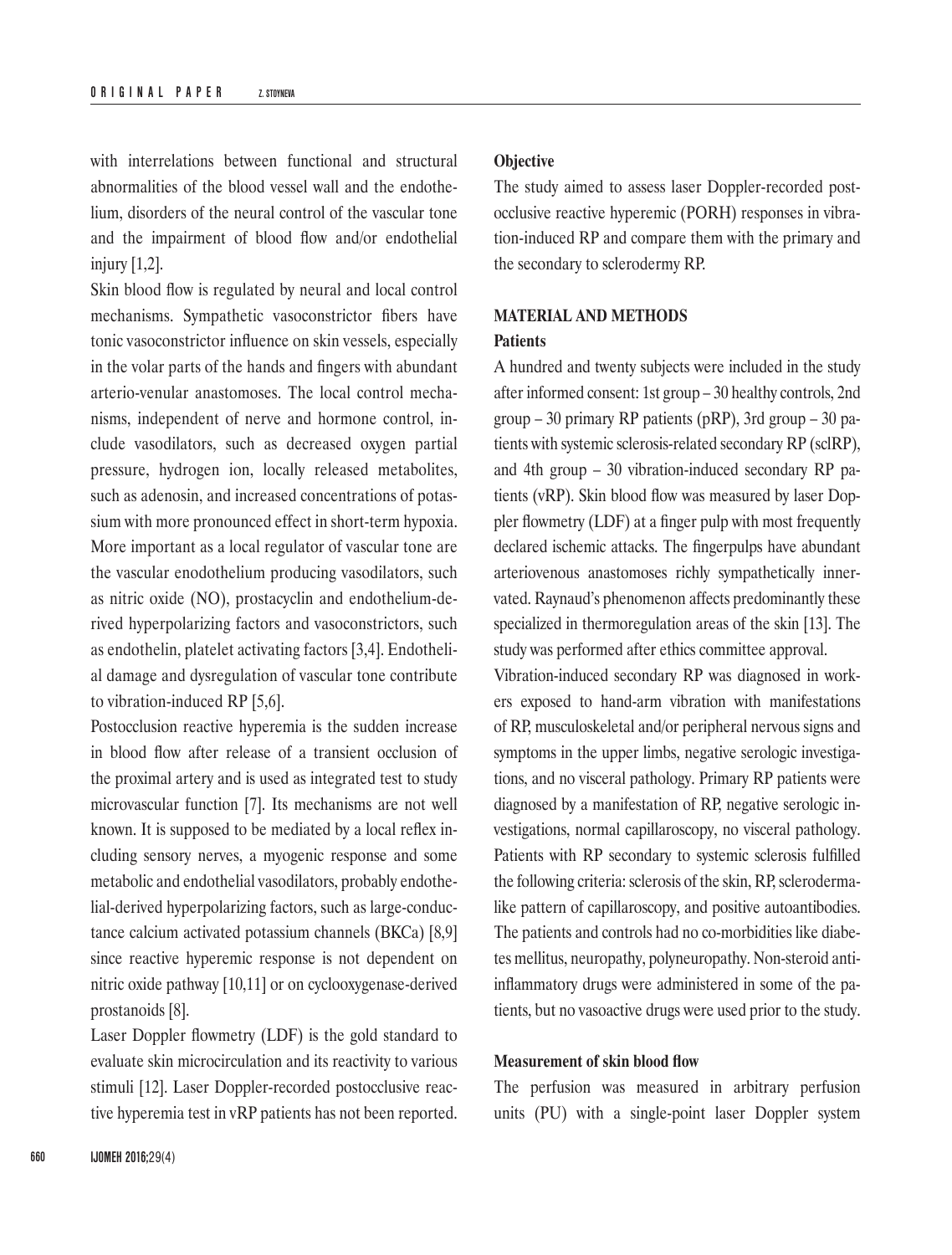with interrelations between functional and structural abnormalities of the blood vessel wall and the endothelium, disorders of the neural control of the vascular tone and the impairment of blood flow and/or endothelial injury [1,2].

Skin blood flow is regulated by neural and local control mechanisms. Sympathetic vasoconstrictor fibers have tonic vasoconstrictor influence on skin vessels, especially in the volar parts of the hands and fingers with abundant arterio-venular anastomoses. The local control mechanisms, independent of nerve and hormone control, include vasodilators, such as decreased oxygen partial pressure, hydrogen ion, locally released metabolites, such as adenosin, and increased concentrations of potassium with more pronounced effect in short-term hypoxia. More important as a local regulator of vascular tone are the vascular enodothelium producing vasodilators, such as nitric oxide (NO), prostacyclin and endothelium-derived hyperpolarizing factors and vasoconstrictors, such as endothelin, platelet activating factors [3,4]. Endothelial damage and dysregulation of vascular tone contribute to vibration-induced RP [5,6].

Postocclusion reactive hyperemia is the sudden increase in blood flow after release of a transient occlusion of the proximal artery and is used as integrated test to study microvascular function [7]. Its mechanisms are not well known. It is supposed to be mediated by a local reflex including sensory nerves, a myogenic response and some metabolic and endothelial vasodilators, probably endothelial-derived hyperpolarizing factors, such as large-conductance calcium activated potassium channels (BKCa) [8,9] since reactive hyperemic response is not dependent on nitric oxide pathway [10,11] or on cyclooxygenase-derived prostanoids [8].

Laser Doppler flowmetry (LDF) is the gold standard to evaluate skin microcirculation and its reactivity to various stimuli [12]. Laser Doppler-recorded postocclusive reactive hyperemia test in vRP patients has not been reported.

**Objective**

The study aimed to assess laser Doppler-recorded postocclusive reactive hyperemic (PORH) responses in vibration-induced RP and compare them with the primary and the secondary to sclerodermy RP.

## MATERIAL AND METHODS

**Patients**

A hundred and twenty subjects were included in the study after informed consent: 1st group – 30 healthy controls, 2nd group – 30 primary RP patients (pRP), 3rd group – 30 patients with systemic sclerosis-related secondary RP (sclRP), and 4th group – 30 vibration-induced secondary RP patients (vRP). Skin blood flow was measured by laser Doppler flowmetry (LDF) at a finger pulp with most frequently declared ischemic attacks. The fingerpulps have abundant arteriovenous anastomoses richly sympathetically innervated. Raynaud's phenomenon affects predominantly these specialized in thermoregulation areas of the skin [13]. The study was performed after ethics committee approval.

Vibration-induced secondary RP was diagnosed in workers exposed to hand-arm vibration with manifestations of RP, musculoskeletal and/or peripheral nervous signs and symptoms in the upper limbs, negative serologic investigations, and no visceral pathology. Primary RP patients were diagnosed by a manifestation of RP, negative serologic investigations, normal capillaroscopy, no visceral pathology. Patients with RP secondary to systemic sclerosis fulfilled the following criteria: sclerosis of the skin, RP, scleroderma-like pattern of capillaroscopy, and positive autoantibodies. The patients and controls had no co-morbidities like diabetes mellitus, neuropathy, polyneuropathy. Non-steroid anti-inflammatory drugs were administered in some of the patients, but no vasoactive drugs were used prior to the study.

**Measurement of skin blood flow**

The perfusion was measured in arbitrary perfusion units (PU) with a single-point laser Doppler system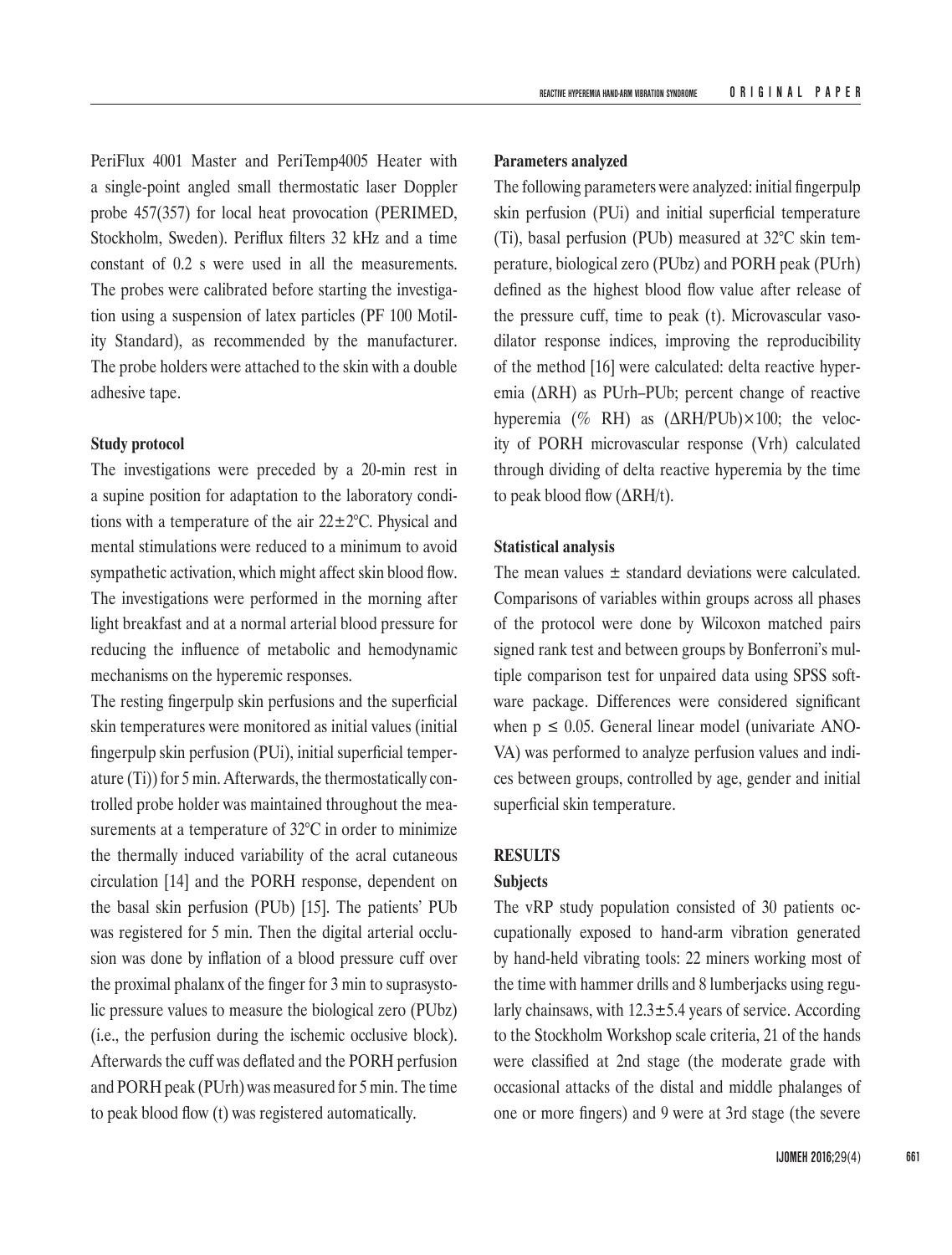PeriFlux 4001 Master and PeriTemp4005 Heater with a single-point angled small thermostatic laser Doppler probe 457(357) for local heat provocation (PERIMED, Stockholm, Sweden). Periflux filters 32 kHz and a time constant of 0.2 s were used in all the measurements. The probes were calibrated before starting the investigation using a suspension of latex particles (PF 100 Motility Standard), as recommended by the manufacturer. The probe holders were attached to the skin with a double adhesive tape.

### Study protocol

The investigations were preceded by a 20-min rest in a supine position for adaptation to the laboratory conditions with a temperature of the air 22±2°C. Physical and mental stimulations were reduced to a minimum to avoid sympathetic activation, which might affect skin blood flow. The investigations were performed in the morning after light breakfast and at a normal arterial blood pressure for reducing the influence of metabolic and hemodynamic mechanisms on the hyperemic responses.

The resting fingerpulp skin perfusions and the superficial skin temperatures were monitored as initial values (initial fingerpulp skin perfusion (PUi), initial superficial temperature (Ti)) for 5 min. Afterwards, the thermostatically controlled probe holder was maintained throughout the measurements at a temperature of 32°C in order to minimize the thermally induced variability of the acral cutaneous circulation [14] and the PORH response, dependent on the basal skin perfusion (PUb) [15]. The patients' PUb was registered for 5 min. Then the digital arterial occlusion was done by inflation of a blood pressure cuff over the proximal phalanx of the finger for 3 min to suprasystolic pressure values to measure the biological zero (PUbz) (i.e., the perfusion during the ischemic occlusive block). Afterwards the cuff was deflated and the PORH perfusion and PORH peak (PUrh) was measured for 5 min. The time to peak blood flow (t) was registered automatically.

### Parameters analyzed

The following parameters were analyzed: initial fingerpulp skin perfusion (PUi) and initial superficial temperature (Ti), basal perfusion (PUb) measured at 32°C skin temperature, biological zero (PUbz) and PORH peak (PUrh) defined as the highest blood flow value after release of the pressure cuff, time to peak (t). Microvascular vasodilator response indices, improving the reproducibility of the method [16] were calculated: delta reactive hyperemia (ΔRH) as PUrh–PUb; percent change of reactive hyperemia (% RH) as (ΔRH/PUb)×100; the velocity of PORH microvascular response (Vrh) calculated through dividing of delta reactive hyperemia by the time to peak blood flow (ΔRH/t).

### Statistical analysis

The mean values ± standard deviations were calculated. Comparisons of variables within groups across all phases of the protocol were done by Wilcoxon matched pairs signed rank test and between groups by Bonferroni's multiple comparison test for unpaired data using SPSS software package. Differences were considered significant when $p \leq 0.05$. General linear model (univariate ANOVA) was performed to analyze perfusion values and indices between groups, controlled by age, gender and initial superficial skin temperature.

## RESULTS

### Subjects

The vRP study population consisted of 30 patients occupationally exposed to hand-arm vibration generated by hand-held vibrating tools: 22 miners working most of the time with hammer drills and 8 lumberjacks using regularly chainsaws, with 12.3±5.4 years of service. According to the Stockholm Workshop scale criteria, 21 of the hands were classified at 2nd stage (the moderate grade with occasional attacks of the distal and middle phalanges of one or more fingers) and 9 were at 3rd stage (the severe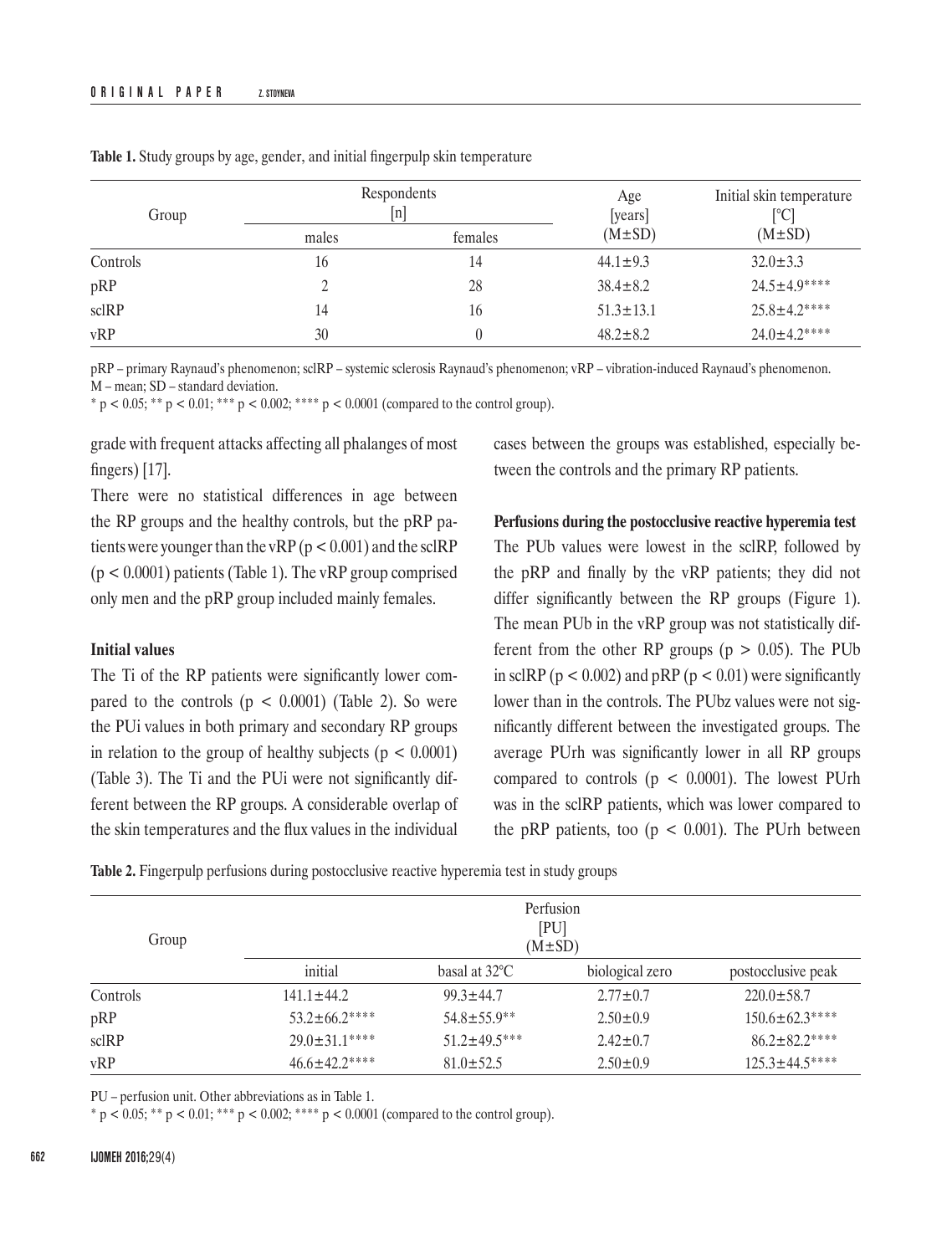**Table 1.** Study groups by age, gender, and initial fingerpulp skin temperature

| Group | Respondents [n] | | Age [years] (M±SD) | Initial skin temperature [°C] (M±SD) |
|---|---|---|---|---|
| | males | females | | |
| Controls | 16 | 14 | 44.1±9.3 | 32.0±3.3 |
| pRP | 2 | 28 | 38.4±8.2 | 24.5±4.9**** |
| sclRP | 14 | 16 | 51.3±13.1 | 25.8±4.2**** |
| vRP | 30 | 0 | 48.2±8.2 | 24.0±4.2**** |

pRP – primary Raynaud's phenomenon; sclRP – systemic sclerosis Raynaud's phenomenon; vRP – vibration-induced Raynaud's phenomenon.
M – mean; SD – standard deviation.
* $p < 0.05$; ** $p < 0.01$; *** $p < 0.002$; **** $p < 0.0001$ (compared to the control group).

grade with frequent attacks affecting all phalanges of most fingers) [17].

There were no statistical differences in age between the RP groups and the healthy controls, but the pRP patients were younger than the vRP ($p < 0.001$) and the sclRP ($p < 0.0001$) patients (Table 1). The vRP group comprised only men and the pRP group included mainly females.

### Initial values

The Ti of the RP patients were significantly lower compared to the controls ($p < 0.0001$) (Table 2). So were the PUi values in both primary and secondary RP groups in relation to the group of healthy subjects ($p < 0.0001$) (Table 3). The Ti and the PUi were not significantly different between the RP groups. A considerable overlap of the skin temperatures and the flux values in the individual cases between the groups was established, especially between the controls and the primary RP patients.

### Perfusions during the postocclusive reactive hyperemia test

The PUb values were lowest in the sclRP, followed by the pRP and finally by the vRP patients; they did not differ significantly between the RP groups (Figure 1). The mean PUb in the vRP group was not statistically different from the other RP groups ($p > 0.05$). The PUb in sclRP ($p < 0.002$) and pRP ($p < 0.01$) were significantly lower than in the controls. The PUbz values were not significantly different between the investigated groups. The average PUrh was significantly lower in all RP groups compared to controls ($p < 0.0001$). The lowest PUrh was in the sclRP patients, which was lower compared to the pRP patients, too ($p < 0.001$). The PUrh between

**Table 2.** Fingerpulp perfusions during postocclusive reactive hyperemia test in study groups

| Group | Perfusion [PU] (M±SD) | | | |
|---|---|---|---|---|
| | initial | basal at 32°C | biological zero | postocclusive peak |
| Controls | 141.1±44.2 | 99.3±44.7 | 2.77±0.7 | 220.0±58.7 |
| pRP | 53.2±66.2**** | 54.8±55.9** | 2.50±0.9 | 150.6±62.3**** |
| sclRP | 29.0±31.1**** | 51.2±49.5*** | 2.42±0.7 | 86.2±82.2**** |
| vRP | 46.6±42.2**** | 81.0±52.5 | 2.50±0.9 | 125.3±44.5**** |

PU – perfusion unit. Other abbreviations as in Table 1.
* $p < 0.05$; ** $p < 0.01$; *** $p < 0.002$; **** $p < 0.0001$ (compared to the control group).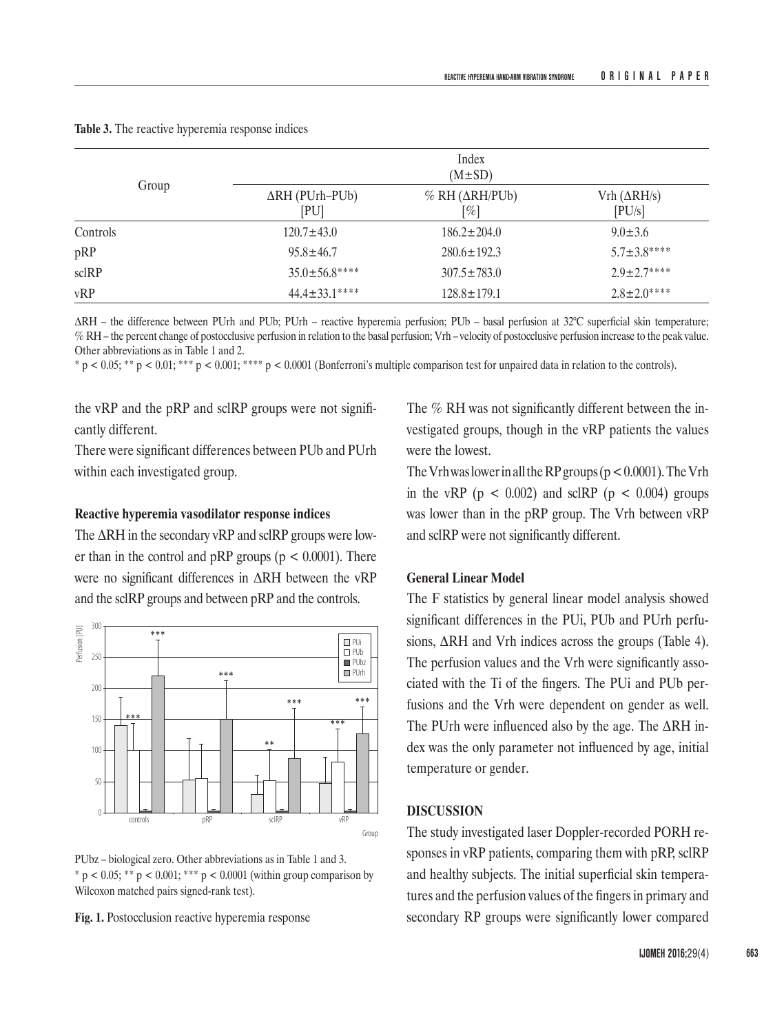**Table 3.** The reactive hyperemia response indices

| Group | Index (M±SD) | | |
|---|---|---|---|
| | ΔRH (PUrh–PUb) [PU] | % RH (ΔRH/PUb) [%] | Vrh (ΔRH/s) [PU/s] |
| Controls | 120.7±43.0 | 186.2±204.0 | 9.0±3.6 |
| pRP | 95.8±46.7 | 280.6±192.3 | 5.7±3.8**** |
| sclRP | 35.0±56.8**** | 307.5±783.0 | 2.9±2.7**** |
| vRP | 44.4±33.1**** | 128.8±179.1 | 2.8±2.0**** |

ΔRH – the difference between PUrh and PUb; PUrh – reactive hyperemia perfusion; PUb – basal perfusion at 32°C superficial skin temperature; % RH – the percent change of postocclusive perfusion in relation to the basal perfusion; Vrh – velocity of postocclusive perfusion increase to the peak value. Other abbreviations as in Table 1 and 2.

* $p < 0.05$; ** $p < 0.01$; *** $p < 0.001$; **** $p < 0.0001$ (Bonferroni's multiple comparison test for unpaired data in relation to the controls).

the vRP and the pRP and sclRP groups were not significantly different.

There were significant differences between PUb and PUrh within each investigated group.

### Reactive hyperemia vasodilator response indices

The ΔRH in the secondary vRP and sclRP groups were lower than in the control and pRP groups ($p < 0.0001$). There were no significant differences in ΔRH between the vRP and the sclRP groups and between pRP and the controls.

PUbz – biological zero. Other abbreviations as in Table 1 and 3.
* $p < 0.05$; ** $p < 0.001$; *** $p < 0.0001$ (within group comparison by Wilcoxon matched pairs signed-rank test).

**Fig. 1.** Postocclusion reactive hyperemia response

The % RH was not significantly different between the investigated groups, though in the vRP patients the values were the lowest.

The Vrh was lower in all the RP groups ($p < 0.0001$). The Vrh in the vRP ($p < 0.002$) and sclRP ($p < 0.004$) groups was lower than in the pRP group. The Vrh between vRP and sclRP were not significantly different.

### General Linear Model

The F statistics by general linear model analysis showed significant differences in the PUi, PUb and PUrh perfusions, ΔRH and Vrh indices across the groups (Table 4). The perfusion values and the Vrh were significantly associated with the Ti of the fingers. The PUi and PUb perfusions and the Vrh were dependent on gender as well. The PUrh were influenced also by the age. The ΔRH index was the only parameter not influenced by age, initial temperature or gender.

## DISCUSSION

The study investigated laser Doppler-recorded PORH responses in vRP patients, comparing them with pRP, sclRP and healthy subjects. The initial superficial skin temperatures and the perfusion values of the fingers in primary and secondary RP groups were significantly lower compared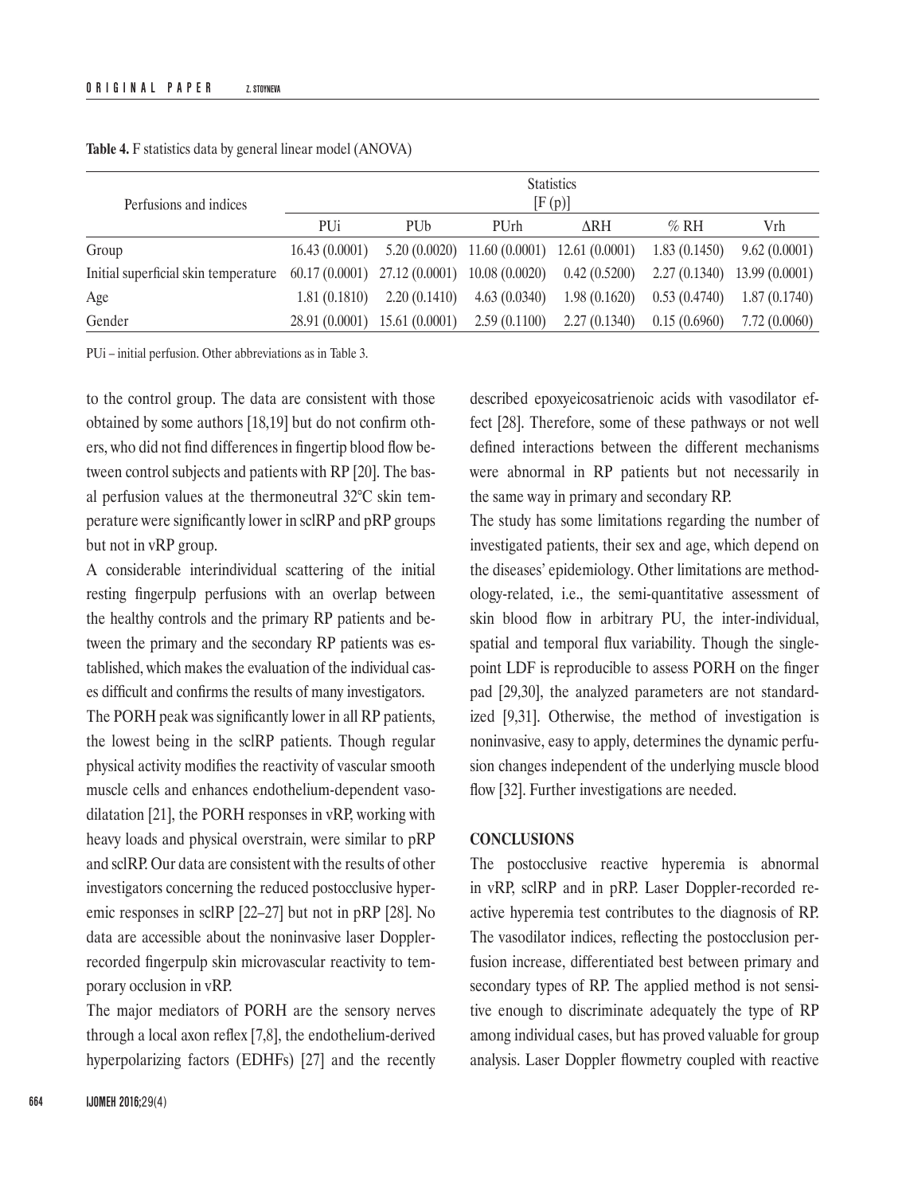**Table 4.** F statistics data by general linear model (ANOVA)

| Perfusions and indices | Statistics [F (p)] | | | | | |
|---|---|---|---|---|---|---|
| | PUi | PUb | PUrh | ΔRH | % RH | Vrh |
| Group | 16.43 (0.0001) | 5.20 (0.0020) | 11.60 (0.0001) | 12.61 (0.0001) | 1.83 (0.1450) | 9.62 (0.0001) |
| Initial superficial skin temperature | 60.17 (0.0001) | 27.12 (0.0001) | 10.08 (0.0020) | 0.42 (0.5200) | 2.27 (0.1340) | 13.99 (0.0001) |
| Age | 1.81 (0.1810) | 2.20 (0.1410) | 4.63 (0.0340) | 1.98 (0.1620) | 0.53 (0.4740) | 1.87 (0.1740) |
| Gender | 28.91 (0.0001) | 15.61 (0.0001) | 2.59 (0.1100) | 2.27 (0.1340) | 0.15 (0.6960) | 7.72 (0.0060) |

PUi – initial perfusion. Other abbreviations as in Table 3.

to the control group. The data are consistent with those obtained by some authors [18,19] but do not confirm others, who did not find differences in fingertip blood flow between control subjects and patients with RP [20]. The basal perfusion values at the thermoneutral 32°C skin temperature were significantly lower in sclRP and pRP groups but not in vRP group.

A considerable interindividual scattering of the initial resting fingerpulp perfusions with an overlap between the healthy controls and the primary RP patients and between the primary and the secondary RP patients was established, which makes the evaluation of the individual cases difficult and confirms the results of many investigators.

The PORH peak was significantly lower in all RP patients, the lowest being in the sclRP patients. Though regular physical activity modifies the reactivity of vascular smooth muscle cells and enhances endothelium-dependent vasodilatation [21], the PORH responses in vRP, working with heavy loads and physical overstrain, were similar to pRP and sclRP. Our data are consistent with the results of other investigators concerning the reduced postocclusive hyperemic responses in sclRP [22–27] but not in pRP [28]. No data are accessible about the noninvasive laser Doppler-recorded fingerpulp skin microvascular reactivity to temporary occlusion in vRP.

The major mediators of PORH are the sensory nerves through a local axon reflex [7,8], the endothelium-derived hyperpolarizing factors (EDHFs) [27] and the recently described epoxyeicosatrienoic acids with vasodilator effect [28]. Therefore, some of these pathways or not well defined interactions between the different mechanisms were abnormal in RP patients but not necessarily in the same way in primary and secondary RP.

The study has some limitations regarding the number of investigated patients, their sex and age, which depend on the diseases' epidemiology. Other limitations are methodology-related, i.e., the semi-quantitative assessment of skin blood flow in arbitrary PU, the inter-individual, spatial and temporal flux variability. Though the single-point LDF is reproducible to assess PORH on the finger pad [29,30], the analyzed parameters are not standardized [9,31]. Otherwise, the method of investigation is noninvasive, easy to apply, determines the dynamic perfusion changes independent of the underlying muscle blood flow [32]. Further investigations are needed.

## CONCLUSIONS

The postocclusive reactive hyperemia is abnormal in vRP, sclRP and in pRP. Laser Doppler-recorded reactive hyperemia test contributes to the diagnosis of RP. The vasodilator indices, reflecting the postocclusion perfusion increase, differentiated best between primary and secondary types of RP. The applied method is not sensitive enough to discriminate adequately the type of RP among individual cases, but has proved valuable for group analysis. Laser Doppler flowmetry coupled with reactive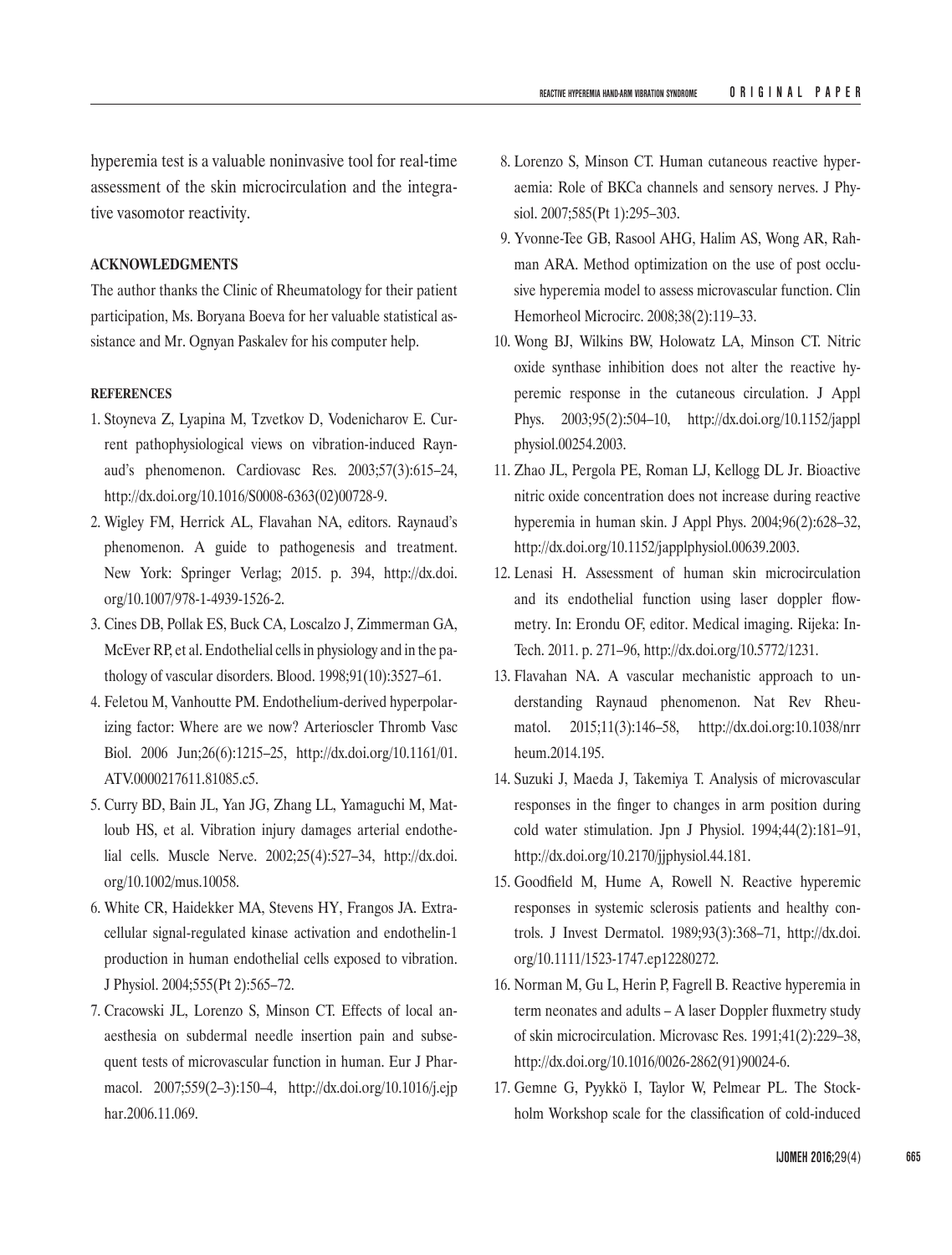hyperemia test is a valuable noninvasive tool for real-time assessment of the skin microcirculation and the integrative vasomotor reactivity.

### ACKNOWLEDGMENTS

The author thanks the Clinic of Rheumatology for their patient participation, Ms. Boryana Boeva for her valuable statistical assistance and Mr. Ognyan Paskalev for his computer help.

### REFERENCES

1. Stoyneva Z, Lyapina M, Tzvetkov D, Vodenicharov E. Current pathophysiological views on vibration-induced Raynaud's phenomenon. Cardiovasc Res. 2003;57(3):615–24, http://dx.doi.org/10.1016/S0008-6363(02)00728-9.
2. Wigley FM, Herrick AL, Flavahan NA, editors. Raynaud's phenomenon. A guide to pathogenesis and treatment. New York: Springer Verlag; 2015. p. 394, http://dx.doi.org/10.1007/978-1-4939-1526-2.
3. Cines DB, Pollak ES, Buck CA, Loscalzo J, Zimmerman GA, McEver RP, et al. Endothelial cells in physiology and in the pathology of vascular disorders. Blood. 1998;91(10):3527–61.
4. Feletou M, Vanhoutte PM. Endothelium-derived hyperpolarizing factor: Where are we now? Arterioscler Thromb Vasc Biol. 2006 Jun;26(6):1215–25, http://dx.doi.org/10.1161/01.ATV.0000217611.81085.c5.
5. Curry BD, Bain JL, Yan JG, Zhang LL, Yamaguchi M, Matloub HS, et al. Vibration injury damages arterial endothelial cells. Muscle Nerve. 2002;25(4):527–34, http://dx.doi.org/10.1002/mus.10058.
6. White CR, Haidekker MA, Stevens HY, Frangos JA. Extracellular signal-regulated kinase activation and endothelin-1 production in human endothelial cells exposed to vibration. J Physiol. 2004;555(Pt 2):565–72.
7. Cracowski JL, Lorenzo S, Minson CT. Effects of local anaesthesia on subdermal needle insertion pain and subsequent tests of microvascular function in human. Eur J Pharmacol. 2007;559(2–3):150–4, http://dx.doi.org/10.1016/j.ejphar.2006.11.069.
8. Lorenzo S, Minson CT. Human cutaneous reactive hyperaemia: Role of BKCa channels and sensory nerves. J Physiol. 2007;585(Pt 1):295–303.
9. Yvonne-Tee GB, Rasool AHG, Halim AS, Wong AR, Rahman ARA. Method optimization on the use of post occlusive hyperemia model to assess microvascular function. Clin Hemorheol Microcirc. 2008;38(2):119–33.
10. Wong BJ, Wilkins BW, Holowatz LA, Minson CT. Nitric oxide synthase inhibition does not alter the reactive hyperemic response in the cutaneous circulation. J Appl Phys. 2003;95(2):504–10, http://dx.doi.org/10.1152/japplphysiol.00254.2003.
11. Zhao JL, Pergola PE, Roman LJ, Kellogg DL Jr. Bioactive nitric oxide concentration does not increase during reactive hyperemia in human skin. J Appl Phys. 2004;96(2):628–32, http://dx.doi.org/10.1152/japplphysiol.00639.2003.
12. Lenasi H. Assessment of human skin microcirculation and its endothelial function using laser doppler flowmetry. In: Erondu OF, editor. Medical imaging. Rijeka: InTech. 2011. p. 271–96, http://dx.doi.org/10.5772/1231.
13. Flavahan NA. A vascular mechanistic approach to understanding Raynaud phenomenon. Nat Rev Rheumatol. 2015;11(3):146–58, http://dx.doi.org:10.1038/nrrheum.2014.195.
14. Suzuki J, Maeda J, Takemiya T. Analysis of microvascular responses in the finger to changes in arm position during cold water stimulation. Jpn J Physiol. 1994;44(2):181–91, http://dx.doi.org/10.2170/jjphysiol.44.181.
15. Goodfield M, Hume A, Rowell N. Reactive hyperemic responses in systemic sclerosis patients and healthy controls. J Invest Dermatol. 1989;93(3):368–71, http://dx.doi.org/10.1111/1523-1747.ep12280272.
16. Norman M, Gu L, Herin P, Fagrell B. Reactive hyperemia in term neonates and adults – A laser Doppler fluxmetry study of skin microcirculation. Microvasc Res. 1991;41(2):229–38, http://dx.doi.org/10.1016/0026-2862(91)90024-6.
17. Gemne G, Pyykkö I, Taylor W, Pelmear PL. The Stockholm Workshop scale for the classification of cold-induced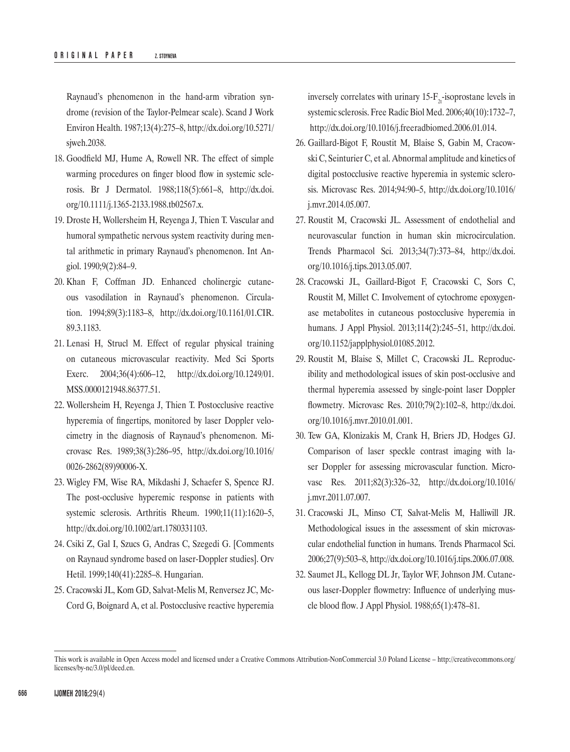Raynaud's phenomenon in the hand-arm vibration syndrome (revision of the Taylor-Pelmear scale). Scand J Work Environ Health. 1987;13(4):275–8, http://dx.doi.org/10.5271/sjweh.2038.

18. Goodfield MJ, Hume A, Rowell NR. The effect of simple warming procedures on finger blood flow in systemic sclerosis. Br J Dermatol. 1988;118(5):661–8, http://dx.doi.org/10.1111/j.1365-2133.1988.tb02567.x.
19. Droste H, Wollersheim H, Reyenga J, Thien T. Vascular and humoral sympathetic nervous system reactivity during mental arithmetic in primary Raynaud's phenomenon. Int Angiol. 1990;9(2):84–9.
20. Khan F, Coffman JD. Enhanced cholinergic cutaneous vasodilation in Raynaud's phenomenon. Circulation. 1994;89(3):1183–8, http://dx.doi.org/10.1161/01.CIR.89.3.1183.
21. Lenasi H, Strucl M. Effect of regular physical training on cutaneous microvascular reactivity. Med Sci Sports Exerc. 2004;36(4):606–12, http://dx.doi.org/10.1249/01.MSS.0000121948.86377.51.
22. Wollersheim H, Reyenga J, Thien T. Postocclusive reactive hyperemia of fingertips, monitored by laser Doppler velocimetry in the diagnosis of Raynaud's phenomenon. Microvasc Res. 1989;38(3):286–95, http://dx.doi.org/10.1016/0026-2862(89)90006-X.
23. Wigley FM, Wise RA, Mikdashi J, Schaefer S, Spence RJ. The post-occlusive hyperemic response in patients with systemic sclerosis. Arthritis Rheum. 1990;11(11):1620–5, http://dx.doi.org/10.1002/art.1780331103.
24. Csiki Z, Gal I, Szucs G, Andras C, Szegedi G. [Comments on Raynaud syndrome based on laser-Doppler studies]. Orv Hetil. 1999;140(41):2285–8. Hungarian.
25. Cracowski JL, Kom GD, Salvat-Melis M, Renversez JC, McCord G, Boignard A, et al. Postocclusive reactive hyperemia inversely correlates with urinary 15-$F_{2t}$-isoprostane levels in systemic sclerosis. Free Radic Biol Med. 2006;40(10):1732–7, http://dx.doi.org/10.1016/j.freeradbiomed.2006.01.014.
26. Gaillard-Bigot F, Roustit M, Blaise S, Gabin M, Cracowski C, Seinturier C, et al. Abnormal amplitude and kinetics of digital postocclusive reactive hyperemia in systemic sclerosis. Microvasc Res. 2014;94:90–5, http://dx.doi.org/10.1016/j.mvr.2014.05.007.
27. Roustit M, Cracowski JL. Assessment of endothelial and neurovascular function in human skin microcirculation. Trends Pharmacol Sci. 2013;34(7):373–84, http://dx.doi.org/10.1016/j.tips.2013.05.007.
28. Cracowski JL, Gaillard-Bigot F, Cracowski C, Sors C, Roustit M, Millet C. Involvement of cytochrome epoxygenase metabolites in cutaneous postocclusive hyperemia in humans. J Appl Physiol. 2013;114(2):245–51, http://dx.doi.org/10.1152/japplphysiol.01085.2012.
29. Roustit M, Blaise S, Millet C, Cracowski JL. Reproducibility and methodological issues of skin post-occlusive and thermal hyperemia assessed by single-point laser Doppler flowmetry. Microvasc Res. 2010;79(2):102–8, http://dx.doi.org/10.1016/j.mvr.2010.01.001.
30. Tew GA, Klonizakis M, Crank H, Briers JD, Hodges GJ. Comparison of laser speckle contrast imaging with laser Doppler for assessing microvascular function. Microvasc Res. 2011;82(3):326–32, http://dx.doi.org/10.1016/j.mvr.2011.07.007.
31. Cracowski JL, Minso CT, Salvat-Melis M, Halliwill JR. Methodological issues in the assessment of skin microvascular endothelial function in humans. Trends Pharmacol Sci. 2006;27(9):503–8, http://dx.doi.org/10.1016/j.tips.2006.07.008.
32. Saumet JL, Kellogg DL Jr, Taylor WF, Johnson JM. Cutaneous laser-Doppler flowmetry: Influence of underlying muscle blood flow. J Appl Physiol. 1988;65(1):478–81.

This work is available in Open Access model and licensed under a Creative Commons Attribution-NonCommercial 3.0 Poland License – http://creativecommons.org/licenses/by-nc/3.0/pl/deed.en.